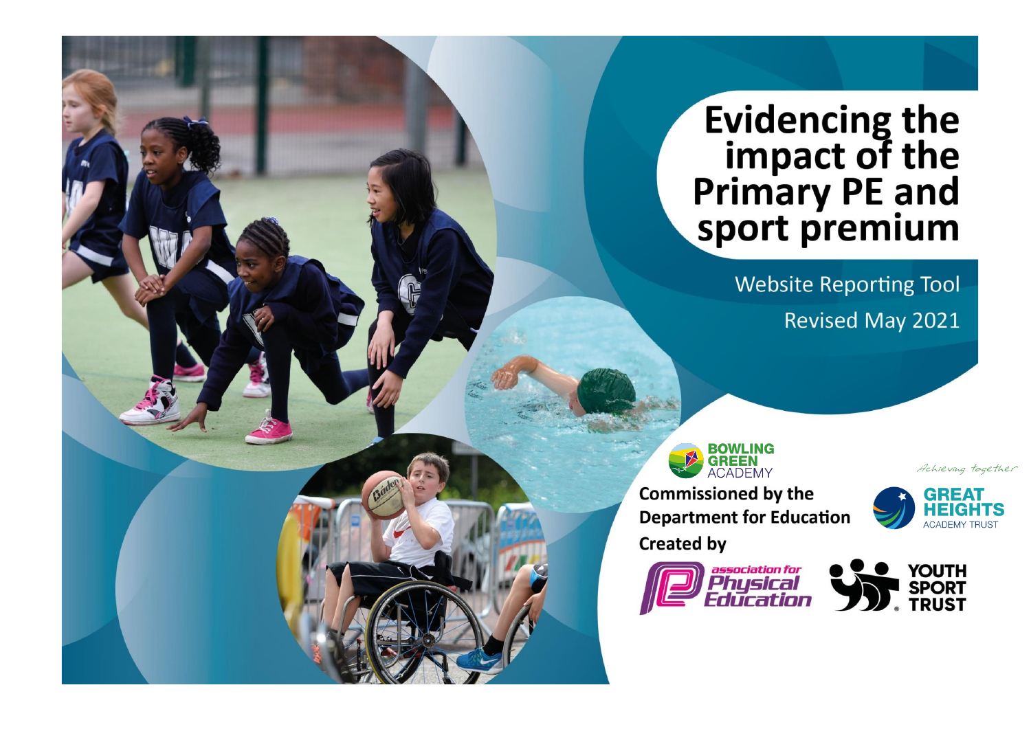# Evidencing the impact of the Primary PE and sport premium

Website Reporting Tool

Revised May 2021

BOWLING GREEN ACADEMY

Commissioned by the Department for Education

Created by

Achieving together

GREAT HEIGHTS ACADEMY TRUST

association for Physical Education

YOUTH SPORT TRUST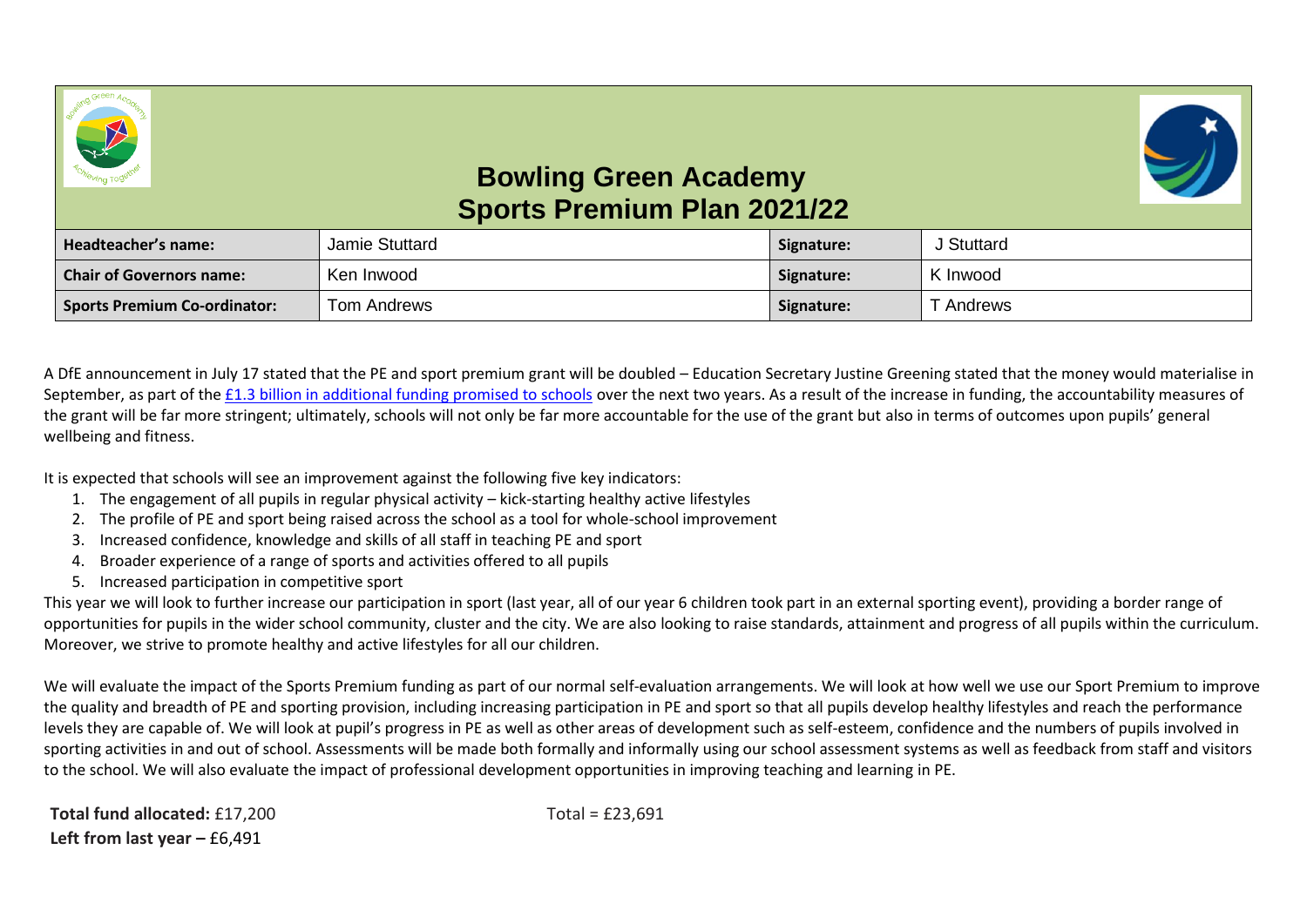# Bowling Green Academy
## Sports Premium Plan 2021/22

| Headteacher's name: | Jamie Stuttard | Signature: | J Stuttard |
|---|---|---|---|
| Chair of Governors name: | Ken Inwood | Signature: | K Inwood |
| Sports Premium Co-ordinator: | Tom Andrews | Signature: | T Andrews |

A DfE announcement in July 17 stated that the PE and sport premium grant will be doubled – Education Secretary Justine Greening stated that the money would materialise in September, as part of the [£1.3 billion in additional funding promised to schools] over the next two years. As a result of the increase in funding, the accountability measures of the grant will be far more stringent; ultimately, schools will not only be far more accountable for the use of the grant but also in terms of outcomes upon pupils' general wellbeing and fitness.

It is expected that schools will see an improvement against the following five key indicators:

1. The engagement of all pupils in regular physical activity – kick-starting healthy active lifestyles
2. The profile of PE and sport being raised across the school as a tool for whole-school improvement
3. Increased confidence, knowledge and skills of all staff in teaching PE and sport
4. Broader experience of a range of sports and activities offered to all pupils
5. Increased participation in competitive sport

This year we will look to further increase our participation in sport (last year, all of our year 6 children took part in an external sporting event), providing a border range of opportunities for pupils in the wider school community, cluster and the city. We are also looking to raise standards, attainment and progress of all pupils within the curriculum. Moreover, we strive to promote healthy and active lifestyles for all our children.

We will evaluate the impact of the Sports Premium funding as part of our normal self-evaluation arrangements. We will look at how well we use our Sport Premium to improve the quality and breadth of PE and sporting provision, including increasing participation in PE and sport so that all pupils develop healthy lifestyles and reach the performance levels they are capable of. We will look at pupil's progress in PE as well as other areas of development such as self-esteem, confidence and the numbers of pupils involved in sporting activities in and out of school. Assessments will be made both formally and informally using our school assessment systems as well as feedback from staff and visitors to the school. We will also evaluate the impact of professional development opportunities in improving teaching and learning in PE.

**Total fund allocated:** £17,200 Total = £23,691
**Left from last year –** £6,491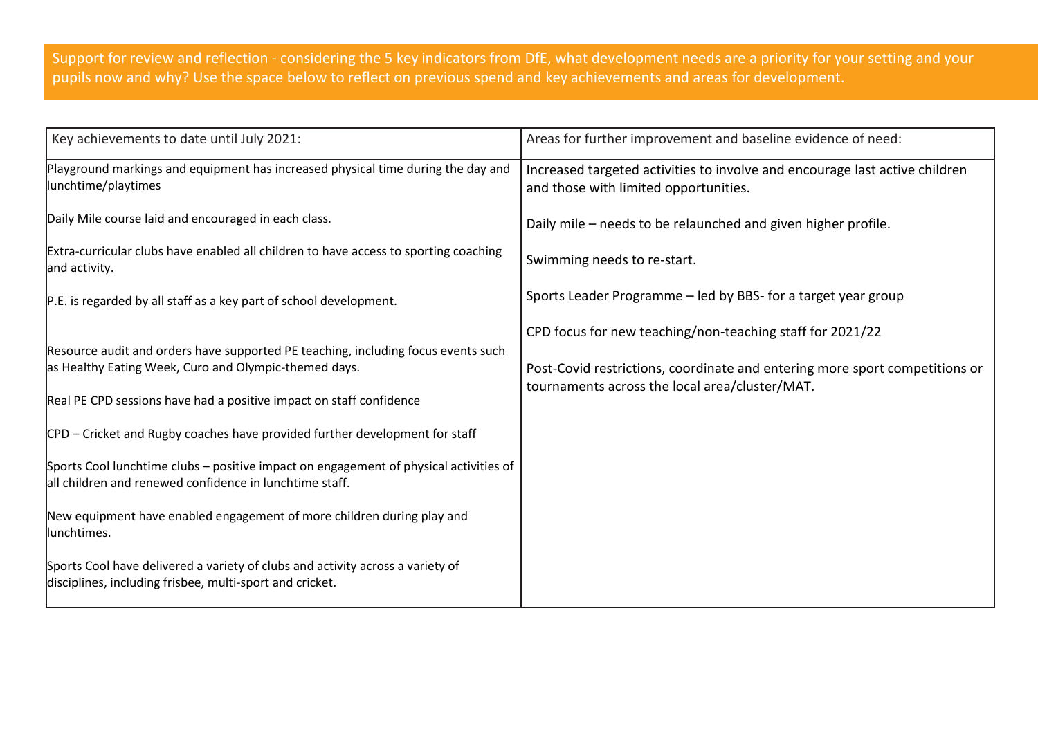Support for review and reflection - considering the 5 key indicators from DfE, what development needs are a priority for your setting and your pupils now and why? Use the space below to reflect on previous spend and key achievements and areas for development.

| Key achievements to date until July 2021: | Areas for further improvement and baseline evidence of need: |
| --- | --- |
| Playground markings and equipment has increased physical time during the day and lunchtime/playtimes<br><br>Daily Mile course laid and encouraged in each class.<br><br>Extra-curricular clubs have enabled all children to have access to sporting coaching and activity.<br><br>P.E. is regarded by all staff as a key part of school development.<br><br>Resource audit and orders have supported PE teaching, including focus events such as Healthy Eating Week, Curo and Olympic-themed days.<br><br>Real PE CPD sessions have had a positive impact on staff confidence<br><br>CPD – Cricket and Rugby coaches have provided further development for staff<br><br>Sports Cool lunchtime clubs – positive impact on engagement of physical activities of all children and renewed confidence in lunchtime staff.<br><br>New equipment have enabled engagement of more children during play and lunchtimes.<br><br>Sports Cool have delivered a variety of clubs and activity across a variety of disciplines, including frisbee, multi-sport and cricket. | Increased targeted activities to involve and encourage last active children and those with limited opportunities.<br><br>Daily mile – needs to be relaunched and given higher profile.<br><br>Swimming needs to re-start.<br><br>Sports Leader Programme – led by BBS- for a target year group<br><br>CPD focus for new teaching/non-teaching staff for 2021/22<br><br>Post-Covid restrictions, coordinate and entering more sport competitions or tournaments across the local area/cluster/MAT. |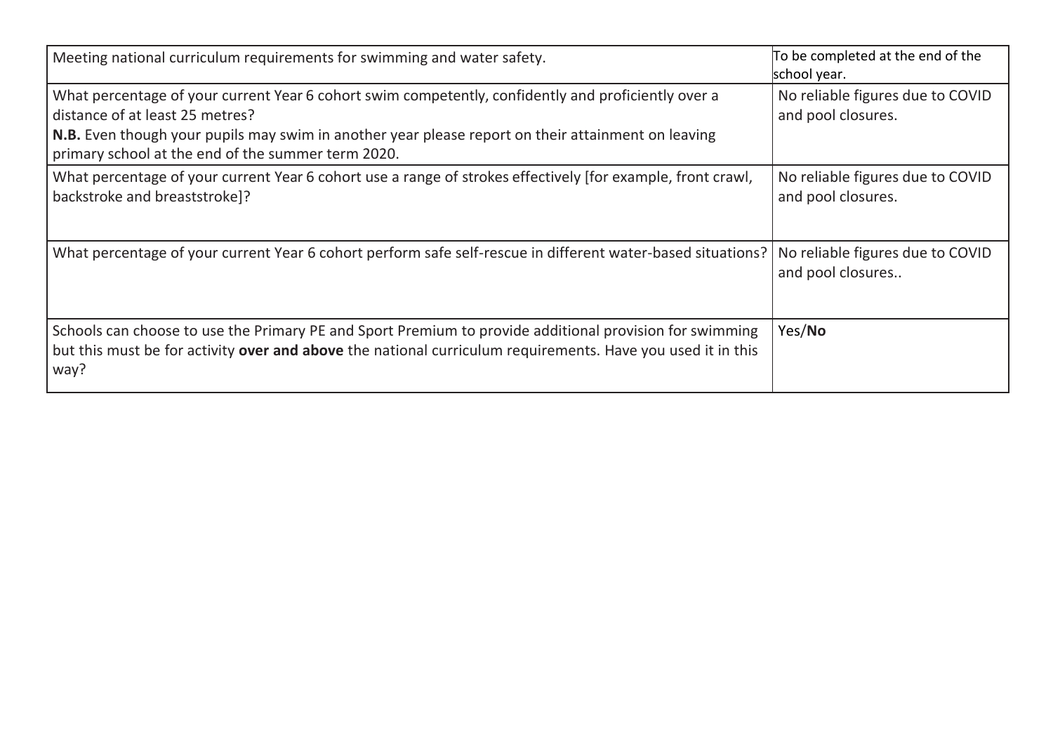| Meeting national curriculum requirements for swimming and water safety. | To be completed at the end of the school year. |
| --- | --- |
| What percentage of your current Year 6 cohort swim competently, confidently and proficiently over a distance of at least 25 metres?<br>**N.B.** Even though your pupils may swim in another year please report on their attainment on leaving primary school at the end of the summer term 2020. | No reliable figures due to COVID and pool closures. |
| What percentage of your current Year 6 cohort use a range of strokes effectively [for example, front crawl, backstroke and breaststroke]? | No reliable figures due to COVID and pool closures. |
| What percentage of your current Year 6 cohort perform safe self-rescue in different water-based situations? | No reliable figures due to COVID and pool closures.. |
| Schools can choose to use the Primary PE and Sport Premium to provide additional provision for swimming but this must be for activity **over and above** the national curriculum requirements. Have you used it in this way? | Yes/**No** |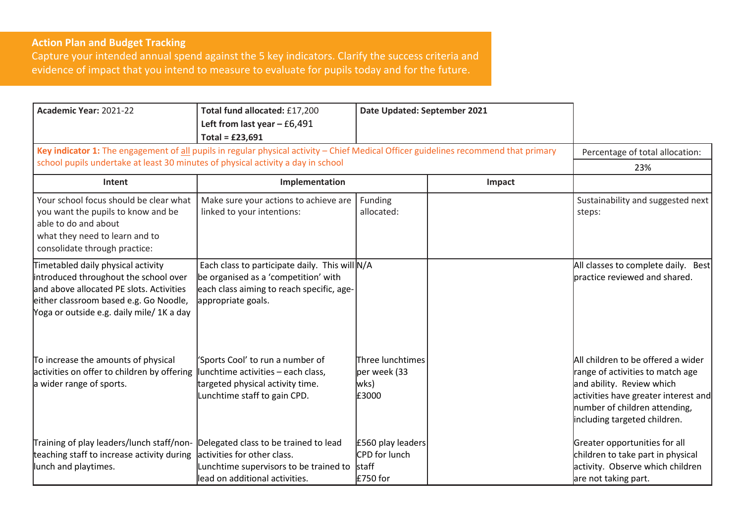## Action Plan and Budget Tracking

Capture your intended annual spend against the 5 key indicators. Clarify the success criteria and evidence of impact that you intend to measure to evaluate for pupils today and for the future.

| **Academic Year:** 2021-22 | **Total fund allocated:** £17,200<br>**Left from last year – £6,491**<br>**Total = £23,691** | **Date Updated: September 2021** | | |
|---|---|---|---|---|
| **Key indicator 1:** The engagement of all pupils in regular physical activity – Chief Medical Officer guidelines recommend that primary school pupils undertake at least 30 minutes of physical activity a day in school | | | | Percentage of total allocation:<br>23% |
| **Intent** | **Implementation** | | **Impact** | |
| Your school focus should be clear what you want the pupils to know and be able to do and about what they need to learn and to consolidate through practice: | Make sure your actions to achieve are linked to your intentions: | Funding allocated: | | Sustainability and suggested next steps: |
| Timetabled daily physical activity introduced throughout the school over and above allocated PE slots. Activities either classroom based e.g. Go Noodle, Yoga or outside e.g. daily mile/ 1K a day | Each class to participate daily. This will be organised as a 'competition' with each class aiming to reach specific, age-appropriate goals. | N/A | | All classes to complete daily. Best practice reviewed and shared. |
| To increase the amounts of physical activities on offer to children by offering a wider range of sports. | 'Sports Cool' to run a number of lunchtime activities – each class, targeted physical activity time.<br>Lunchtime staff to gain CPD. | Three lunchtimes per week (33 wks)<br>£3000 | | All children to be offered a wider range of activities to match age and ability. Review which activities have greater interest and number of children attending, including targeted children. |
| Training of play leaders/lunch staff/non-teaching staff to increase activity during lunch and playtimes. | Delegated class to be trained to lead activities for other class.<br>Lunchtime supervisors to be trained to lead on additional activities. | £560 play leaders<br>CPD for lunch staff<br>£750 for | | Greater opportunities for all children to take part in physical activity. Observe which children are not taking part. |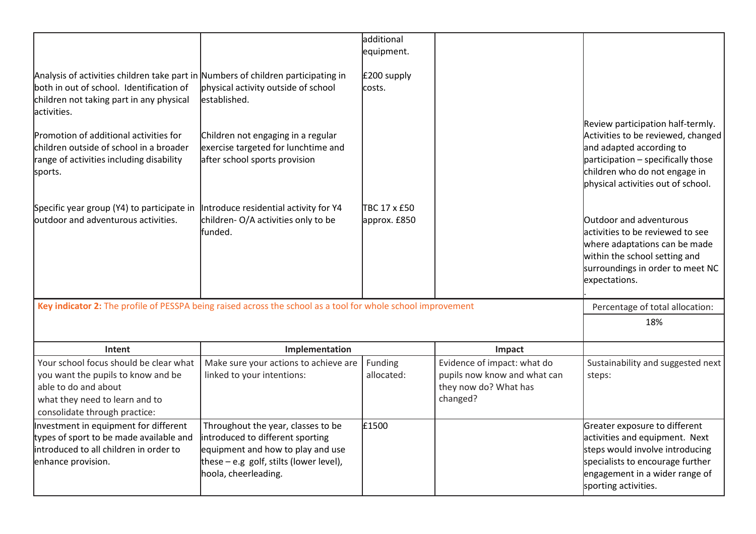| | | | | |
|---|---|---|---|---|
| | | additional equipment. | | |
| Analysis of activities children take part in both in out of school. Identification of children not taking part in any physical activities.<br><br>Promotion of additional activities for children outside of school in a broader range of activities including disability sports. | Numbers of children participating in physical activity outside of school established.<br><br>Children not engaging in a regular exercise targeted for lunchtime and after school sports provision | £200 supply costs. | | Review participation half-termly. Activities to be reviewed, changed and adapted according to participation – specifically those children who do not engage in physical activities out of school. |
| Specific year group (Y4) to participate in outdoor and adventurous activities. | Introduce residential activity for Y4 children- O/A activities only to be funded. | TBC 17 x £50 approx. £850 | | Outdoor and adventurous activities to be reviewed to see where adaptations can be made within the school setting and surroundings in order to meet NC expectations.<br>. |

| **Key indicator 2:** The profile of PESSPA being raised across the school as a tool for whole school improvement | | | | Percentage of total allocation: |
|---|---|---|---|---|
| | | | | 18% |
| **Intent** | **Implementation** | | **Impact** | |
| Your school focus should be clear what you want the pupils to know and be able to do and about what they need to learn and to consolidate through practice: | Make sure your actions to achieve are linked to your intentions: | Funding allocated: | Evidence of impact: what do pupils now know and what can they now do? What has changed? | Sustainability and suggested next steps: |
| Investment in equipment for different types of sport to be made available and introduced to all children in order to enhance provision. | Throughout the year, classes to be introduced to different sporting equipment and how to play and use these – e.g golf, stilts (lower level), hoola, cheerleading. | £1500 | | Greater exposure to different activities and equipment. Next steps would involve introducing specialists to encourage further engagement in a wider range of sporting activities. |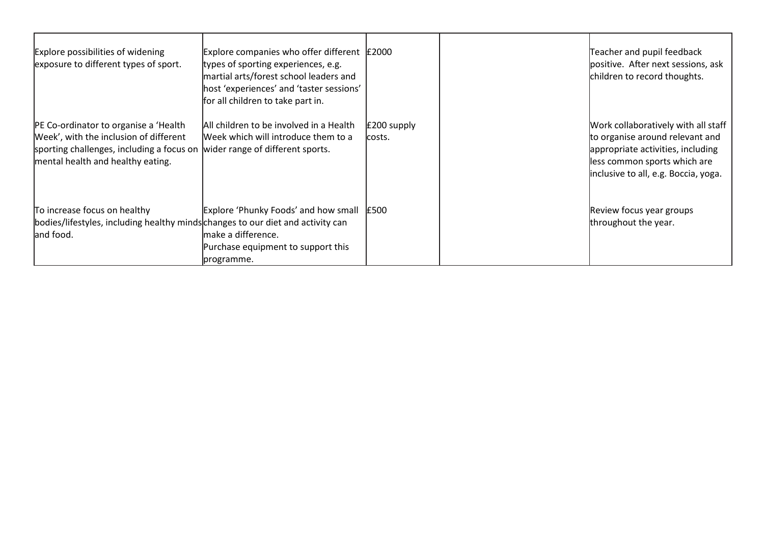|  |  |  |  |  |
|---|---|---|---|---|
| Explore possibilities of widening exposure to different types of sport. | Explore companies who offer different types of sporting experiences, e.g. martial arts/forest school leaders and host 'experiences' and 'taster sessions' for all children to take part in. | £2000 |  | Teacher and pupil feedback positive. After next sessions, ask children to record thoughts. |
| PE Co-ordinator to organise a 'Health Week', with the inclusion of different sporting challenges, including a focus on mental health and healthy eating. | All children to be involved in a Health Week which will introduce them to a wider range of different sports. | £200 supply costs. |  | Work collaboratively with all staff to organise around relevant and appropriate activities, including less common sports which are inclusive to all, e.g. Boccia, yoga. |
| To increase focus on healthy bodies/lifestyles, including healthy minds and food. | Explore 'Phunky Foods' and how small changes to our diet and activity can make a difference.<br>Purchase equipment to support this programme. | £500 |  | Review focus year groups throughout the year. |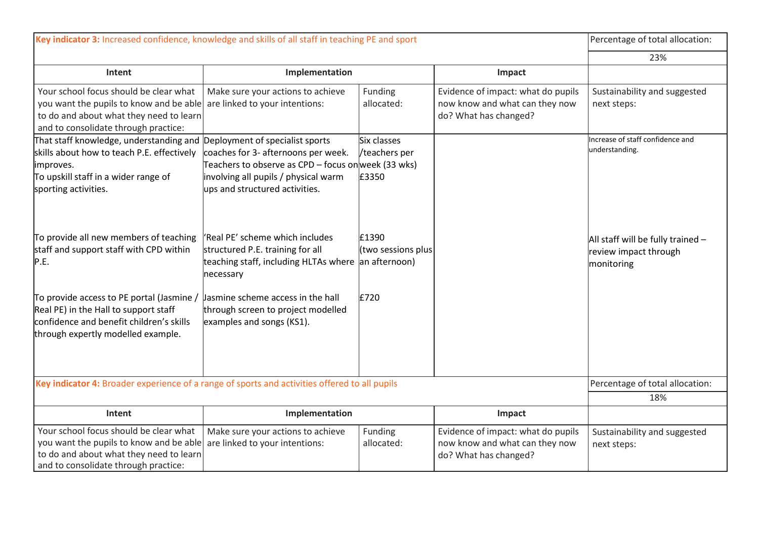| Key indicator 3: Increased confidence, knowledge and skills of all staff in teaching PE and sport | | | | Percentage of total allocation: |
|---|---|---|---|---|
| | | | | 23% |
| **Intent** | **Implementation** | | **Impact** | |
| Your school focus should be clear what you want the pupils to know and be able to do and about what they need to learn and to consolidate through practice: | Make sure your actions to achieve are linked to your intentions: | Funding allocated: | Evidence of impact: what do pupils now know and what can they now do? What has changed? | Sustainability and suggested next steps: |
| That staff knowledge, understanding and skills about how to teach P.E. effectively improves.<br>To upskill staff in a wider range of sporting activities. | Deployment of specialist sports coaches for 3- afternoons per week. Teachers to observe as CPD – focus on involving all pupils / physical warm ups and structured activities. | Six classes /teachers per week (33 wks)<br>£3350 | | Increase of staff confidence and understanding. |
| To provide all new members of teaching staff and support staff with CPD within P.E. | 'Real PE' scheme which includes structured P.E. training for all teaching staff, including HLTAs where necessary | £1390 (two sessions plus an afternoon) | | All staff will be fully trained – review impact through monitoring |
| To provide access to PE portal (Jasmine / Real PE) in the Hall to support staff confidence and benefit children's skills through expertly modelled example. | Jasmine scheme access in the hall through screen to project modelled examples and songs (KS1). | £720 | | |

| Key indicator 4: Broader experience of a range of sports and activities offered to all pupils | | | | Percentage of total allocation: |
|---|---|---|---|---|
| | | | | 18% |
| **Intent** | **Implementation** | | **Impact** | |
| Your school focus should be clear what you want the pupils to know and be able to do and about what they need to learn and to consolidate through practice: | Make sure your actions to achieve are linked to your intentions: | Funding allocated: | Evidence of impact: what do pupils now know and what can they now do? What has changed? | Sustainability and suggested next steps: |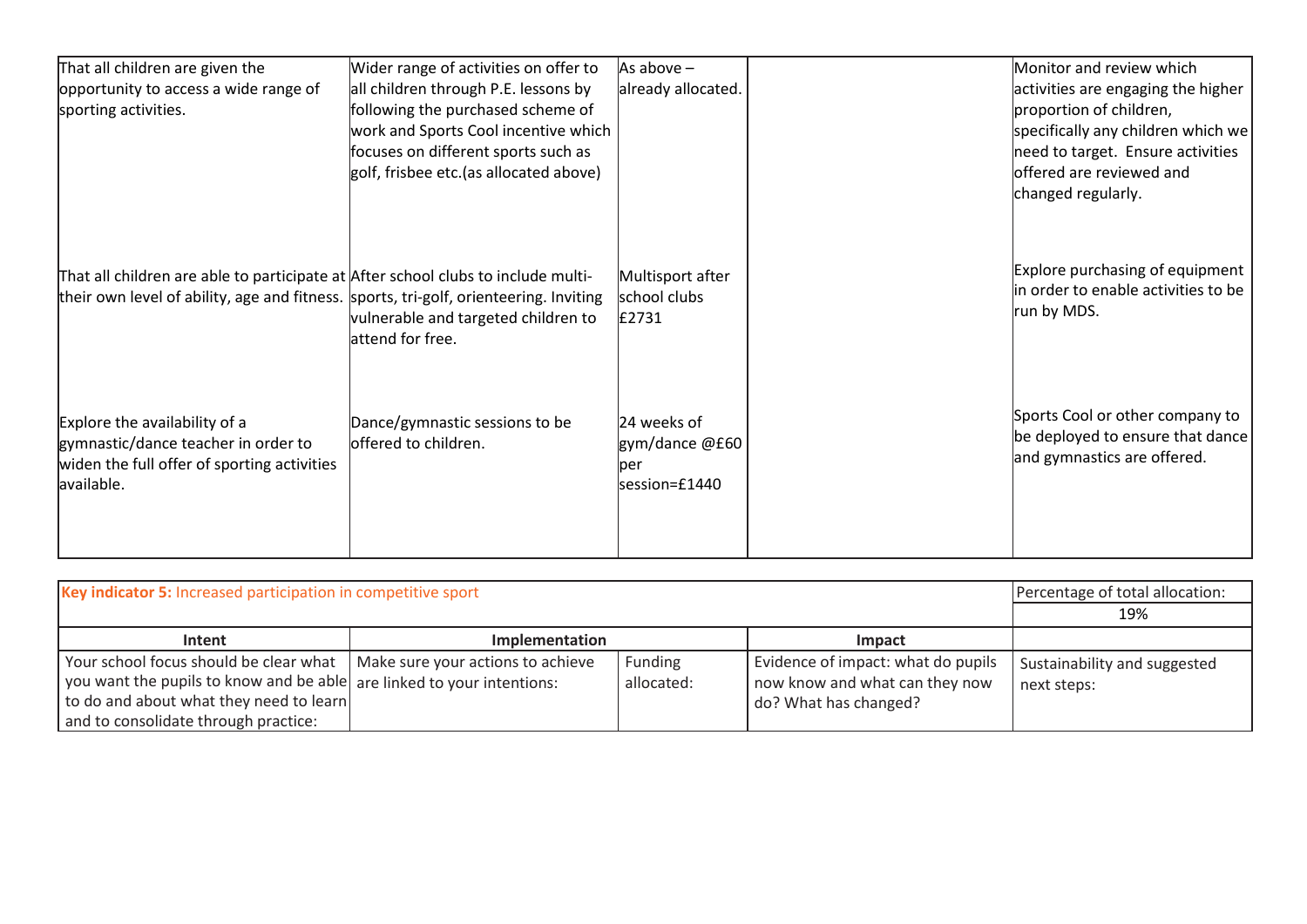| | | | | |
|---|---|---|---|---|
| That all children are given the opportunity to access a wide range of sporting activities. | Wider range of activities on offer to all children through P.E. lessons by following the purchased scheme of work and Sports Cool incentive which focuses on different sports such as golf, frisbee etc.(as allocated above) | As above – already allocated. | | Monitor and review which activities are engaging the higher proportion of children, specifically any children which we need to target. Ensure activities offered are reviewed and changed regularly. |
| That all children are able to participate at their own level of ability, age and fitness. | After school clubs to include multi-sports, tri-golf, orienteering. Inviting vulnerable and targeted children to attend for free. | Multisport after school clubs £2731 | | Explore purchasing of equipment in order to enable activities to be run by MDS. |
| Explore the availability of a gymnastic/dance teacher in order to widen the full offer of sporting activities available. | Dance/gymnastic sessions to be offered to children. | 24 weeks of gym/dance @£60 per session=£1440 | | Sports Cool or other company to be deployed to ensure that dance and gymnastics are offered. |

| **Key indicator 5:** Increased participation in competitive sport | | | | Percentage of total allocation: |
|---|---|---|---|---|
| | | | | 19% |
| **Intent** | **Implementation** | | **Impact** | |
| Your school focus should be clear what you want the pupils to know and be able to do and about what they need to learn and to consolidate through practice: | Make sure your actions to achieve are linked to your intentions: | Funding allocated: | Evidence of impact: what do pupils now know and what can they now do? What has changed? | Sustainability and suggested next steps: |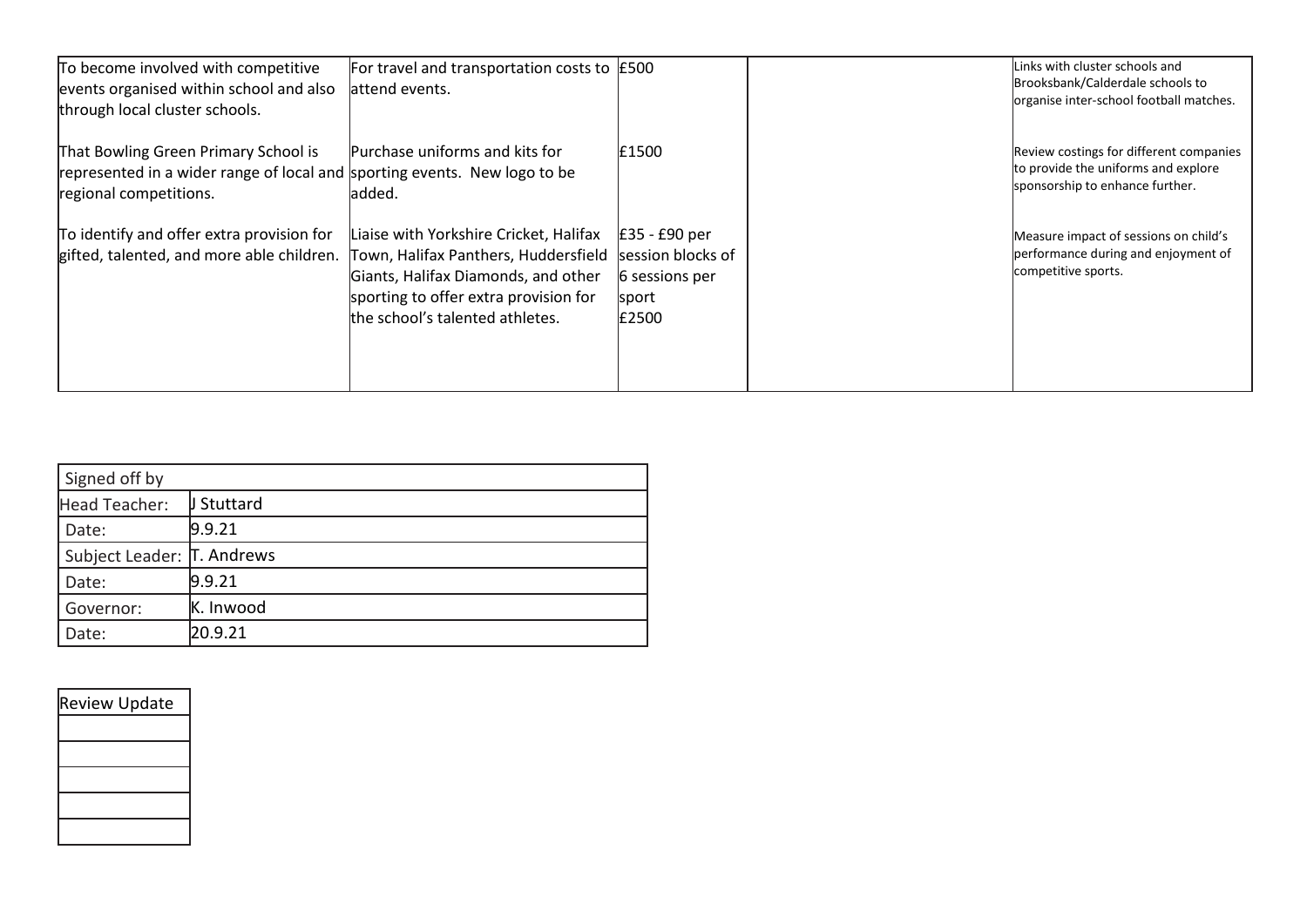| | | | | |
|---|---|---|---|---|
| To become involved with competitive events organised within school and also through local cluster schools. | For travel and transportation costs to attend events. | £500 | | Links with cluster schools and Brooksbank/Calderdale schools to organise inter-school football matches. |
| That Bowling Green Primary School is represented in a wider range of local and regional competitions. | Purchase uniforms and kits for sporting events. New logo to be added. | £1500 | | Review costings for different companies to provide the uniforms and explore sponsorship to enhance further. |
| To identify and offer extra provision for gifted, talented, and more able children. | Liaise with Yorkshire Cricket, Halifax Town, Halifax Panthers, Huddersfield Giants, Halifax Diamonds, and other sporting to offer extra provision for the school's talented athletes. | £35 - £90 per session blocks of 6 sessions per sport £2500 | | Measure impact of sessions on child's performance during and enjoyment of competitive sports. |

| Signed off by | |
|---|---|
| Head Teacher: | J Stuttard |
| Date: | 9.9.21 |
| Subject Leader: | T. Andrews |
| Date: | 9.9.21 |
| Governor: | K. Inwood |
| Date: | 20.9.21 |

| Review Update |
|---|
| |
| |
| |
| |
| |